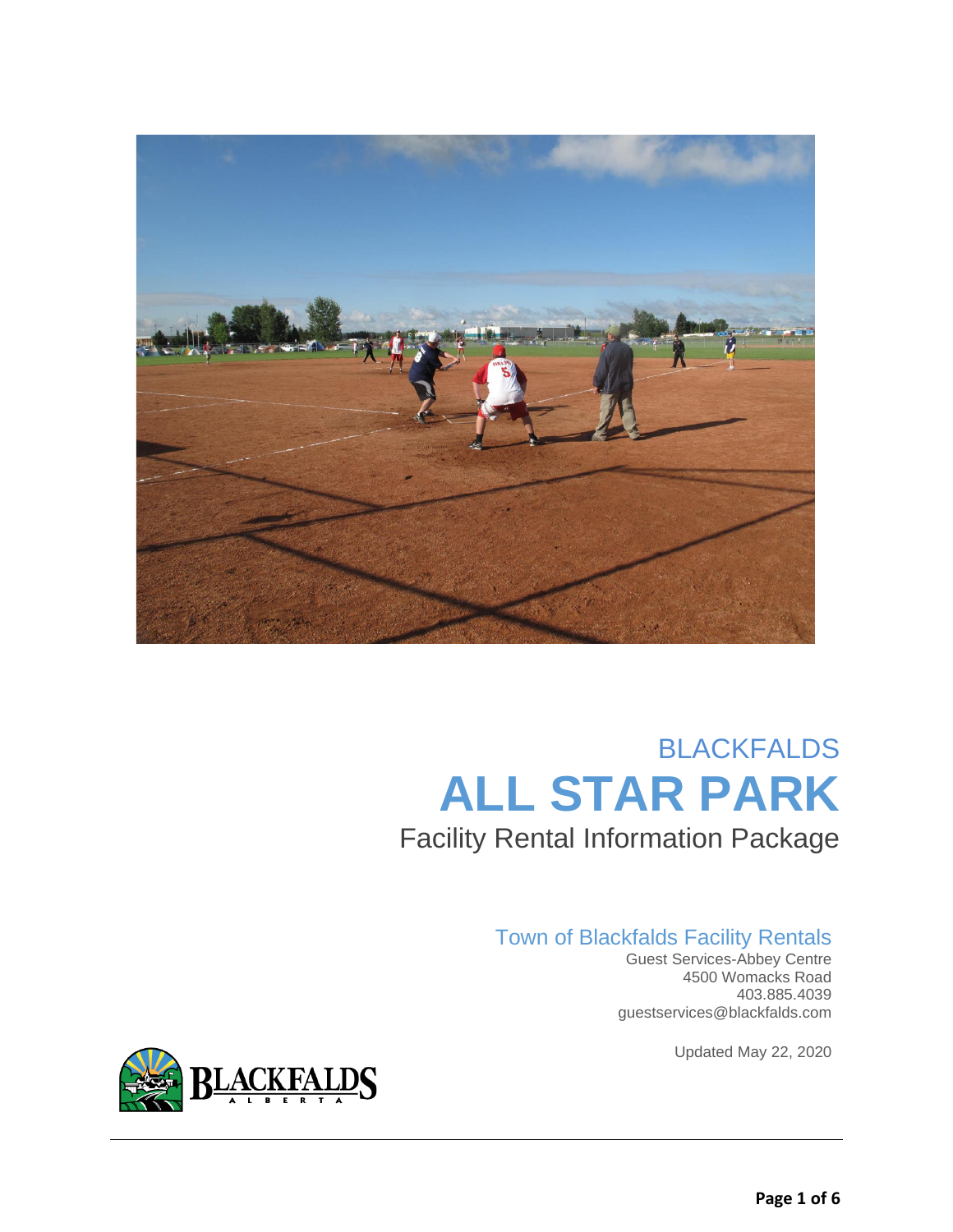BLACKFALDS

# ALL STAR PARK

Facility Rental Information Package

## Town of Blackfalds Facility Rentals

Guest Services-Abbey Centre
4500 Womacks Road
403.885.4039
guestservices@blackfalds.com

Updated May 22, 2020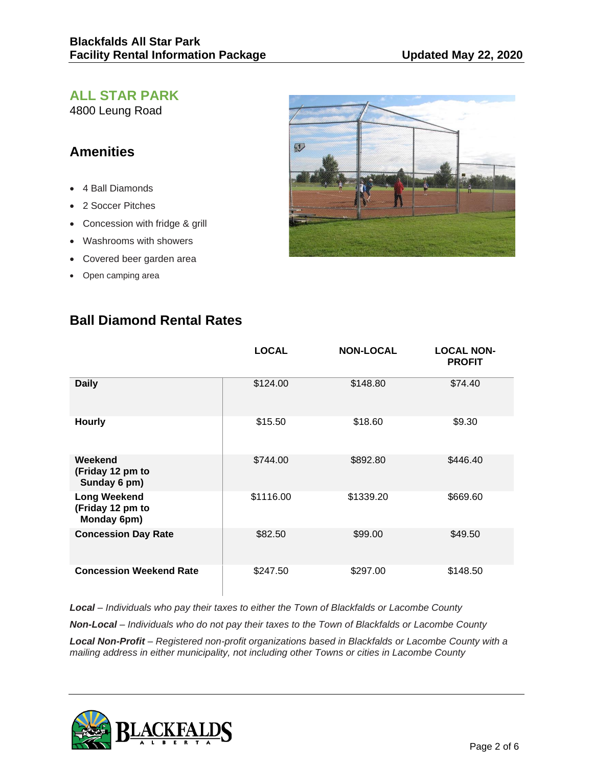## ALL STAR PARK

4800 Leung Road

## Amenities

- 4 Ball Diamonds
- 2 Soccer Pitches
- Concession with fridge & grill
- Washrooms with showers
- Covered beer garden area
- Open camping area

## Ball Diamond Rental Rates

| | LOCAL | NON-LOCAL | LOCAL NON-PROFIT |
|---|---|---|---|
| **Daily** | $124.00 | $148.80 | $74.40 |
| **Hourly** | $15.50 | $18.60 | $9.30 |
| **Weekend (Friday 12 pm to Sunday 6 pm)** | $744.00 | $892.80 | $446.40 |
| **Long Weekend (Friday 12 pm to Monday 6pm)** | $1116.00 | $1339.20 | $669.60 |
| **Concession Day Rate** | $82.50 | $99.00 | $49.50 |
| **Concession Weekend Rate** | $247.50 | $297.00 | $148.50 |

***Local*** *– Individuals who pay their taxes to either the Town of Blackfalds or Lacombe County*

***Non-Local*** *– Individuals who do not pay their taxes to the Town of Blackfalds or Lacombe County*

***Local Non-Profit*** *– Registered non-profit organizations based in Blackfalds or Lacombe County with a mailing address in either municipality, not including other Towns or cities in Lacombe County*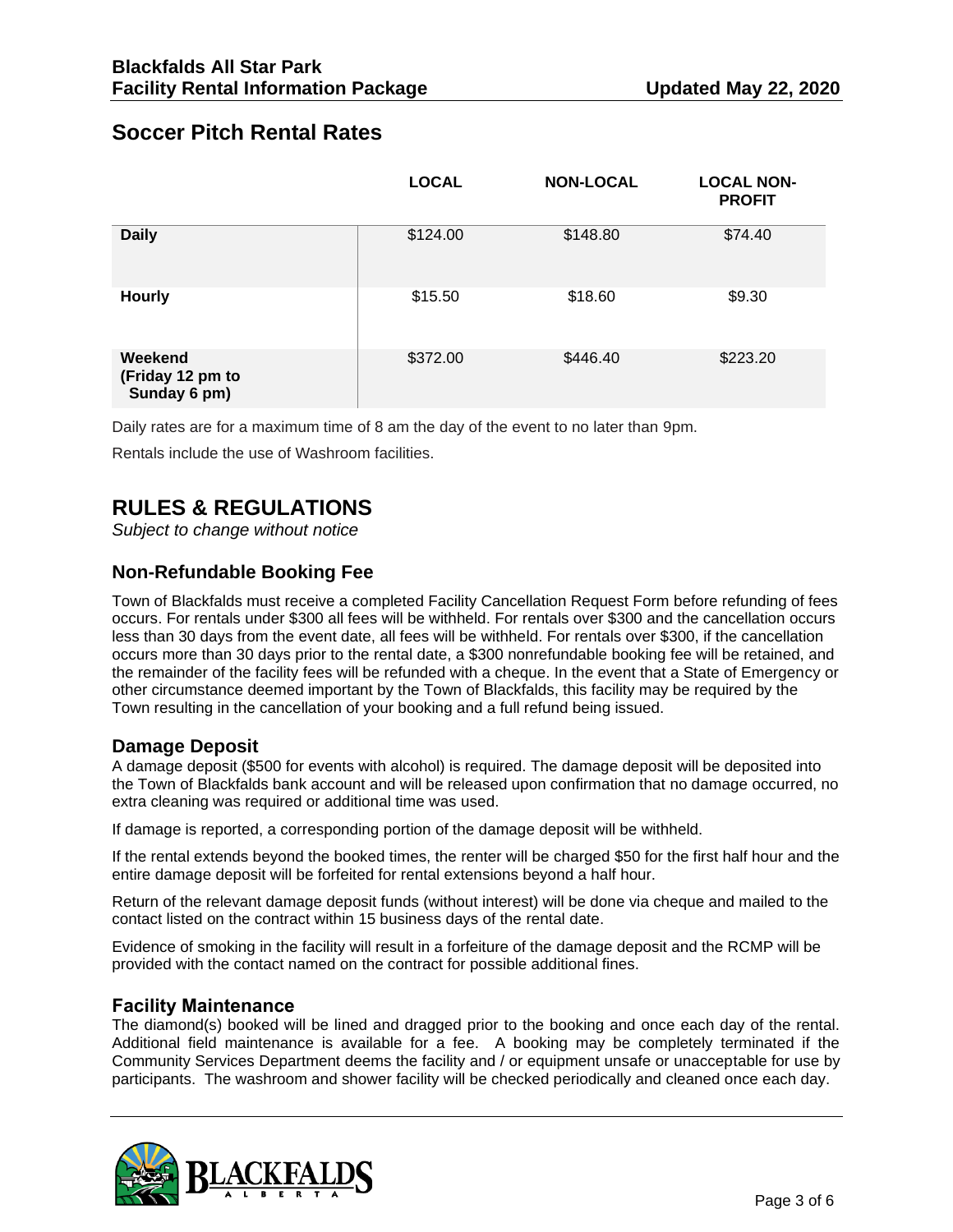## Soccer Pitch Rental Rates

| | LOCAL | NON-LOCAL | LOCAL NON-PROFIT |
|---|---|---|---|
| **Daily** | $124.00 | $148.80 | $74.40 |
| **Hourly** | $15.50 | $18.60 | $9.30 |
| **Weekend (Friday 12 pm to Sunday 6 pm)** | $372.00 | $446.40 | $223.20 |

Daily rates are for a maximum time of 8 am the day of the event to no later than 9pm.

Rentals include the use of Washroom facilities.

# RULES & REGULATIONS

*Subject to change without notice*

### Non-Refundable Booking Fee

Town of Blackfalds must receive a completed Facility Cancellation Request Form before refunding of fees occurs. For rentals under $300 all fees will be withheld. For rentals over $300 and the cancellation occurs less than 30 days from the event date, all fees will be withheld. For rentals over $300, if the cancellation occurs more than 30 days prior to the rental date, a $300 nonrefundable booking fee will be retained, and the remainder of the facility fees will be refunded with a cheque. In the event that a State of Emergency or other circumstance deemed important by the Town of Blackfalds, this facility may be required by the Town resulting in the cancellation of your booking and a full refund being issued.

### Damage Deposit

A damage deposit ($500 for events with alcohol) is required. The damage deposit will be deposited into the Town of Blackfalds bank account and will be released upon confirmation that no damage occurred, no extra cleaning was required or additional time was used.

If damage is reported, a corresponding portion of the damage deposit will be withheld.

If the rental extends beyond the booked times, the renter will be charged $50 for the first half hour and the entire damage deposit will be forfeited for rental extensions beyond a half hour.

Return of the relevant damage deposit funds (without interest) will be done via cheque and mailed to the contact listed on the contract within 15 business days of the rental date.

Evidence of smoking in the facility will result in a forfeiture of the damage deposit and the RCMP will be provided with the contact named on the contract for possible additional fines.

### Facility Maintenance

The diamond(s) booked will be lined and dragged prior to the booking and once each day of the rental. Additional field maintenance is available for a fee. A booking may be completely terminated if the Community Services Department deems the facility and / or equipment unsafe or unacceptable for use by participants. The washroom and shower facility will be checked periodically and cleaned once each day.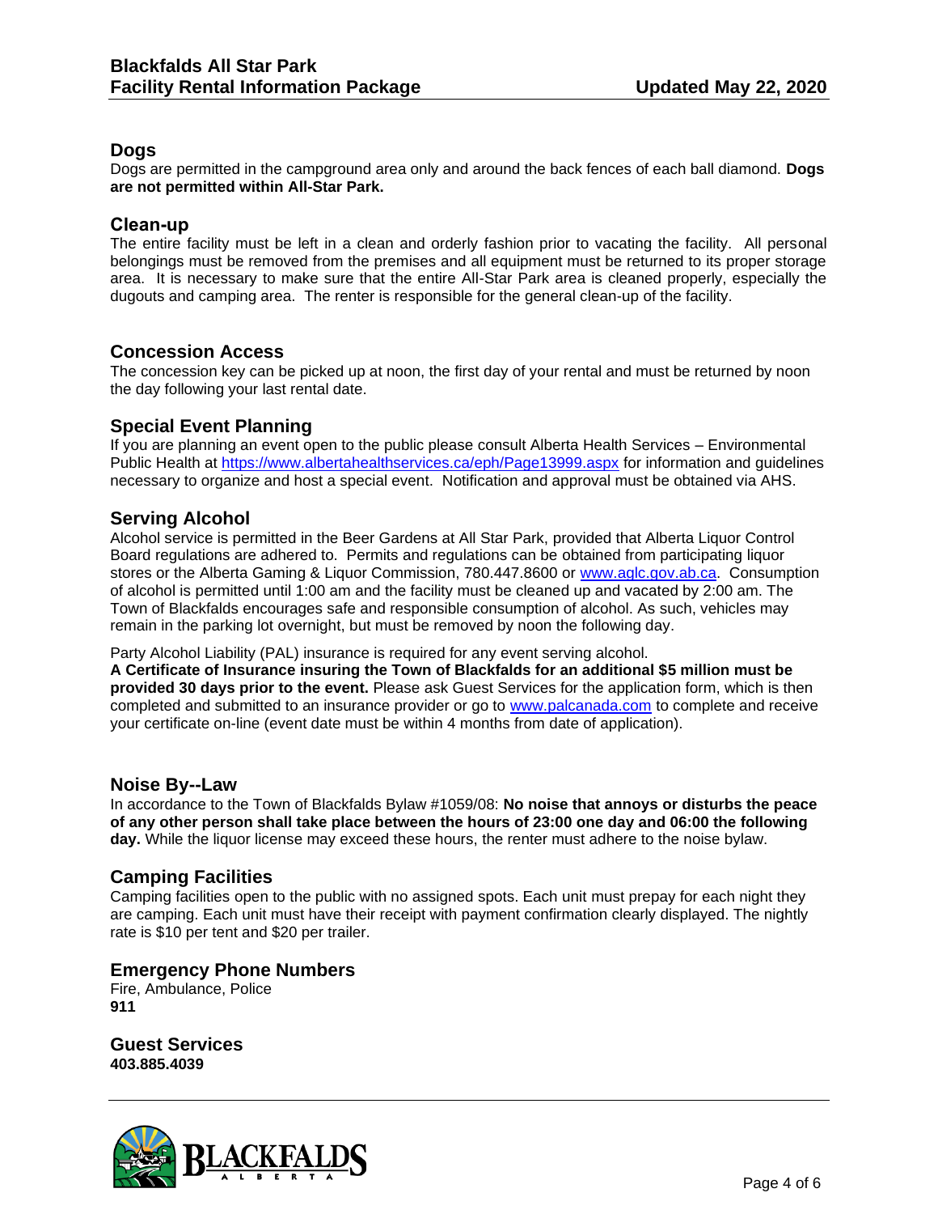## Dogs

Dogs are permitted in the campground area only and around the back fences of each ball diamond. **Dogs are not permitted within All-Star Park.**

## Clean-up

The entire facility must be left in a clean and orderly fashion prior to vacating the facility. All personal belongings must be removed from the premises and all equipment must be returned to its proper storage area. It is necessary to make sure that the entire All-Star Park area is cleaned properly, especially the dugouts and camping area. The renter is responsible for the general clean-up of the facility.

## Concession Access

The concession key can be picked up at noon, the first day of your rental and must be returned by noon the day following your last rental date.

## Special Event Planning

If you are planning an event open to the public please consult Alberta Health Services – Environmental Public Health at https://www.albertahealthservices.ca/eph/Page13999.aspx for information and guidelines necessary to organize and host a special event. Notification and approval must be obtained via AHS.

## Serving Alcohol

Alcohol service is permitted in the Beer Gardens at All Star Park, provided that Alberta Liquor Control Board regulations are adhered to. Permits and regulations can be obtained from participating liquor stores or the Alberta Gaming & Liquor Commission, 780.447.8600 or www.aglc.gov.ab.ca. Consumption of alcohol is permitted until 1:00 am and the facility must be cleaned up and vacated by 2:00 am. The Town of Blackfalds encourages safe and responsible consumption of alcohol. As such, vehicles may remain in the parking lot overnight, but must be removed by noon the following day.

Party Alcohol Liability (PAL) insurance is required for any event serving alcohol.

**A Certificate of Insurance insuring the Town of Blackfalds for an additional $5 million must be provided 30 days prior to the event.** Please ask Guest Services for the application form, which is then completed and submitted to an insurance provider or go to www.palcanada.com to complete and receive your certificate on-line (event date must be within 4 months from date of application).

## Noise By--Law

In accordance to the Town of Blackfalds Bylaw #1059/08: **No noise that annoys or disturbs the peace of any other person shall take place between the hours of 23:00 one day and 06:00 the following day.** While the liquor license may exceed these hours, the renter must adhere to the noise bylaw.

## Camping Facilities

Camping facilities open to the public with no assigned spots. Each unit must prepay for each night they are camping. Each unit must have their receipt with payment confirmation clearly displayed. The nightly rate is $10 per tent and $20 per trailer.

## Emergency Phone Numbers

Fire, Ambulance, Police
**911**

## Guest Services

**403.885.4039**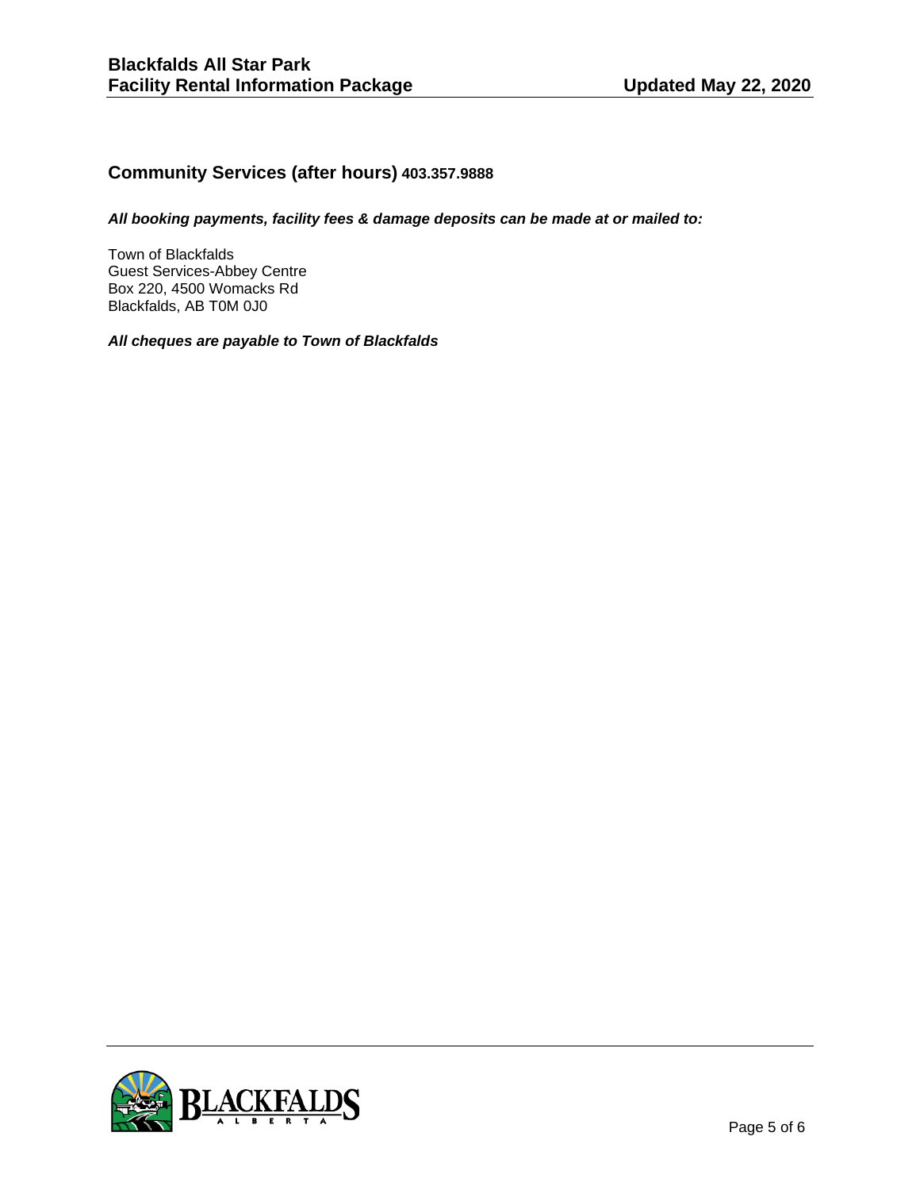## Community Services (after hours) 403.357.9888

***All booking payments, facility fees & damage deposits can be made at or mailed to:***

Town of Blackfalds
Guest Services-Abbey Centre
Box 220, 4500 Womacks Rd
Blackfalds, AB T0M 0J0

***All cheques are payable to Town of Blackfalds***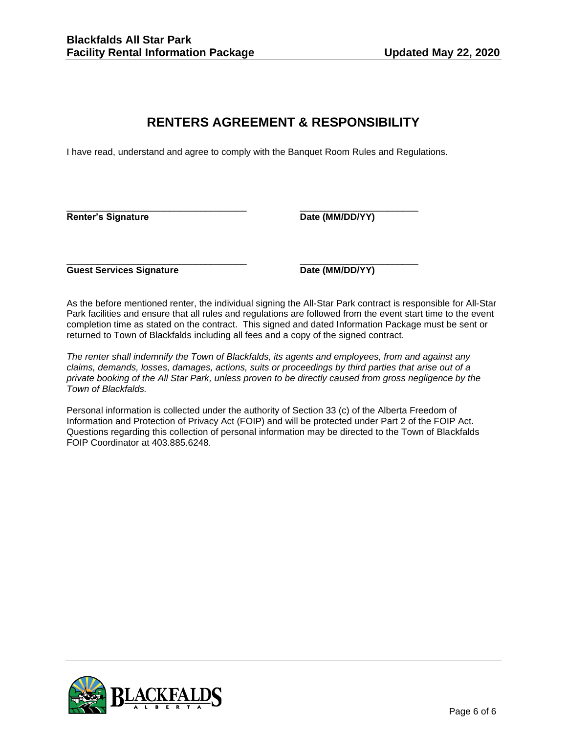# RENTERS AGREEMENT & RESPONSIBILITY

I have read, understand and agree to comply with the Banquet Room Rules and Regulations.

\_\_\_\_\_\_\_\_\_\_\_\_\_\_\_\_\_\_\_\_\_\_\_\_\_\_\_\_\_\_\_\_\_\_\_ \_\_\_\_\_\_\_\_\_\_\_\_\_\_\_\_\_\_\_\_\_\_\_

**Renter's Signature** **Date (MM/DD/YY)**

\_\_\_\_\_\_\_\_\_\_\_\_\_\_\_\_\_\_\_\_\_\_\_\_\_\_\_\_\_\_\_\_\_\_\_ \_\_\_\_\_\_\_\_\_\_\_\_\_\_\_\_\_\_\_\_\_\_\_

**Guest Services Signature** **Date (MM/DD/YY)**

As the before mentioned renter, the individual signing the All-Star Park contract is responsible for All-Star Park facilities and ensure that all rules and regulations are followed from the event start time to the event completion time as stated on the contract. This signed and dated Information Package must be sent or returned to Town of Blackfalds including all fees and a copy of the signed contract.

*The renter shall indemnify the Town of Blackfalds, its agents and employees, from and against any claims, demands, losses, damages, actions, suits or proceedings by third parties that arise out of a private booking of the All Star Park, unless proven to be directly caused from gross negligence by the Town of Blackfalds.*

Personal information is collected under the authority of Section 33 (c) of the Alberta Freedom of Information and Protection of Privacy Act (FOIP) and will be protected under Part 2 of the FOIP Act. Questions regarding this collection of personal information may be directed to the Town of Blackfalds FOIP Coordinator at 403.885.6248.